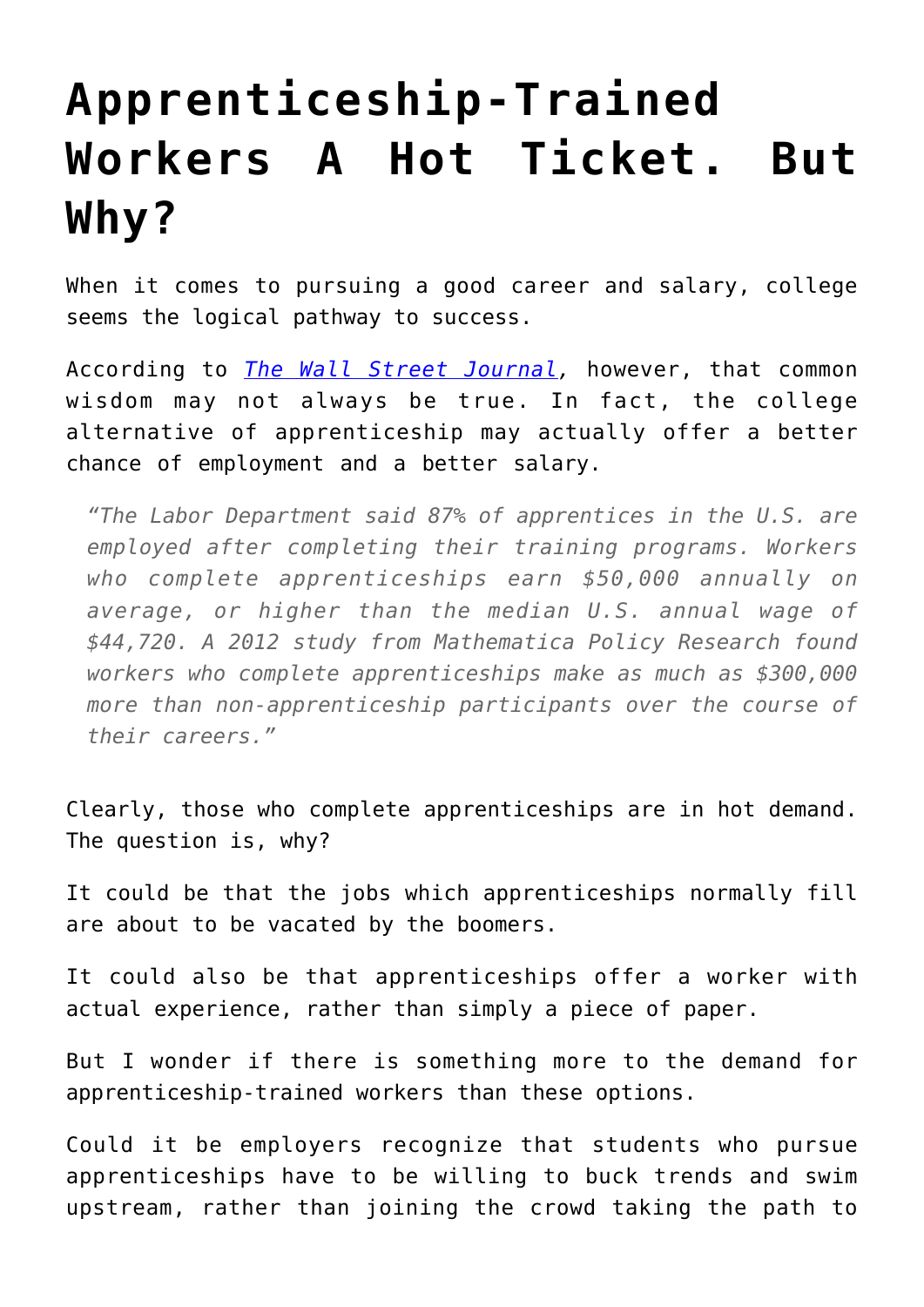# Apprenticeship-Trained Workers A Hot Ticket. But Why?

When it comes to pursuing a good career and salary, college seems the logical pathway to success.

According to *The Wall Street Journal*, however, that common wisdom may not always be true. In fact, the college alternative of apprenticeship may actually offer a better chance of employment and a better salary.

> *"The Labor Department said 87% of apprentices in the U.S. are employed after completing their training programs. Workers who complete apprenticeships earn $50,000 annually on average, or higher than the median U.S. annual wage of $44,720. A 2012 study from Mathematica Policy Research found workers who complete apprenticeships make as much as $300,000 more than non-apprenticeship participants over the course of their careers."*

Clearly, those who complete apprenticeships are in hot demand. The question is, why?

It could be that the jobs which apprenticeships normally fill are about to be vacated by the boomers.

It could also be that apprenticeships offer a worker with actual experience, rather than simply a piece of paper.

But I wonder if there is something more to the demand for apprenticeship-trained workers than these options.

Could it be employers recognize that students who pursue apprenticeships have to be willing to buck trends and swim upstream, rather than joining the crowd taking the path to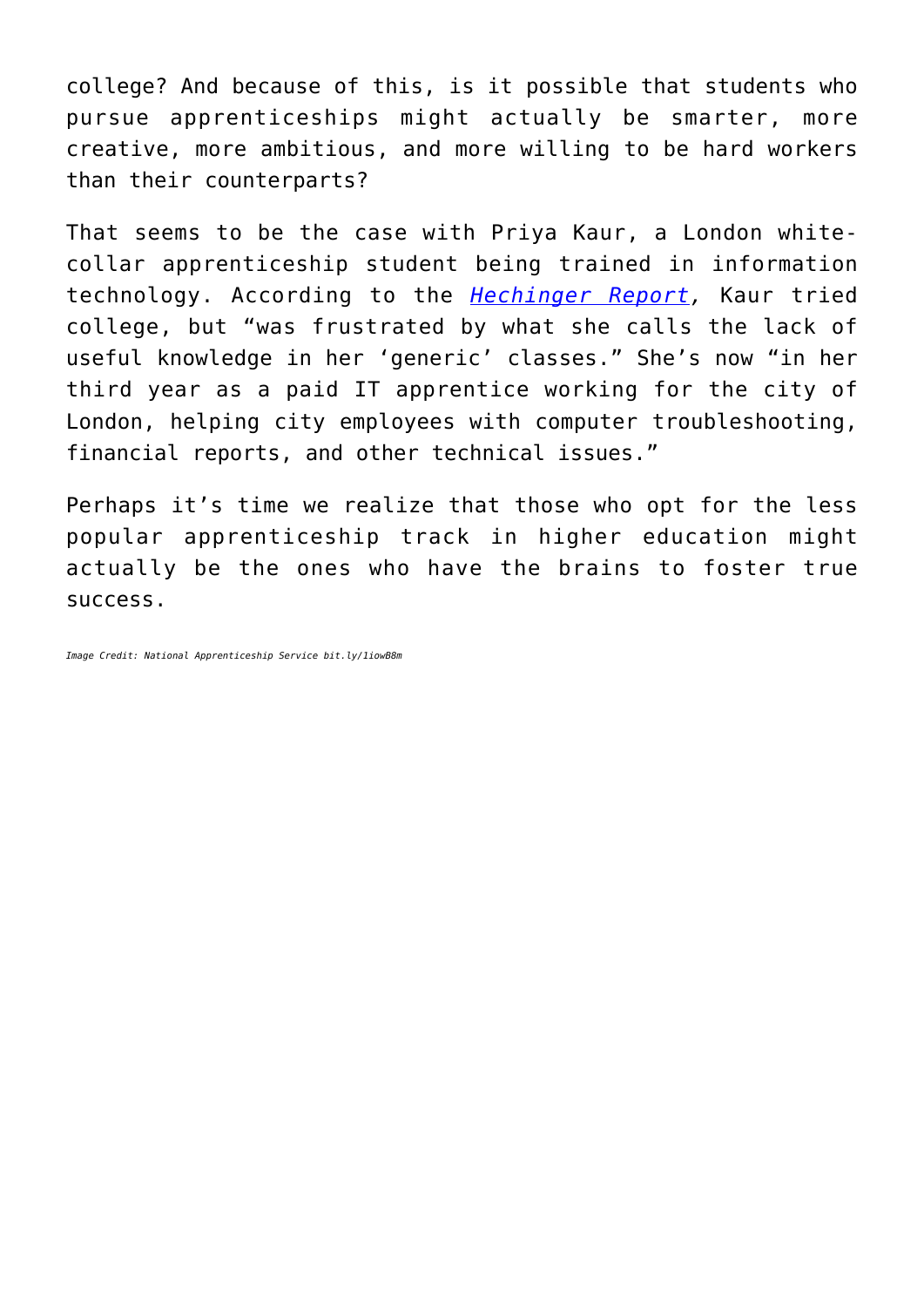college? And because of this, is it possible that students who pursue apprenticeships might actually be smarter, more creative, more ambitious, and more willing to be hard workers than their counterparts?

That seems to be the case with Priya Kaur, a London white-collar apprenticeship student being trained in information technology. According to the *Hechinger Report*, Kaur tried college, but "was frustrated by what she calls the lack of useful knowledge in her 'generic' classes." She's now "in her third year as a paid IT apprentice working for the city of London, helping city employees with computer troubleshooting, financial reports, and other technical issues."

Perhaps it's time we realize that those who opt for the less popular apprenticeship track in higher education might actually be the ones who have the brains to foster true success.

*Image Credit: National Apprenticeship Service bit.ly/1iowB8m*